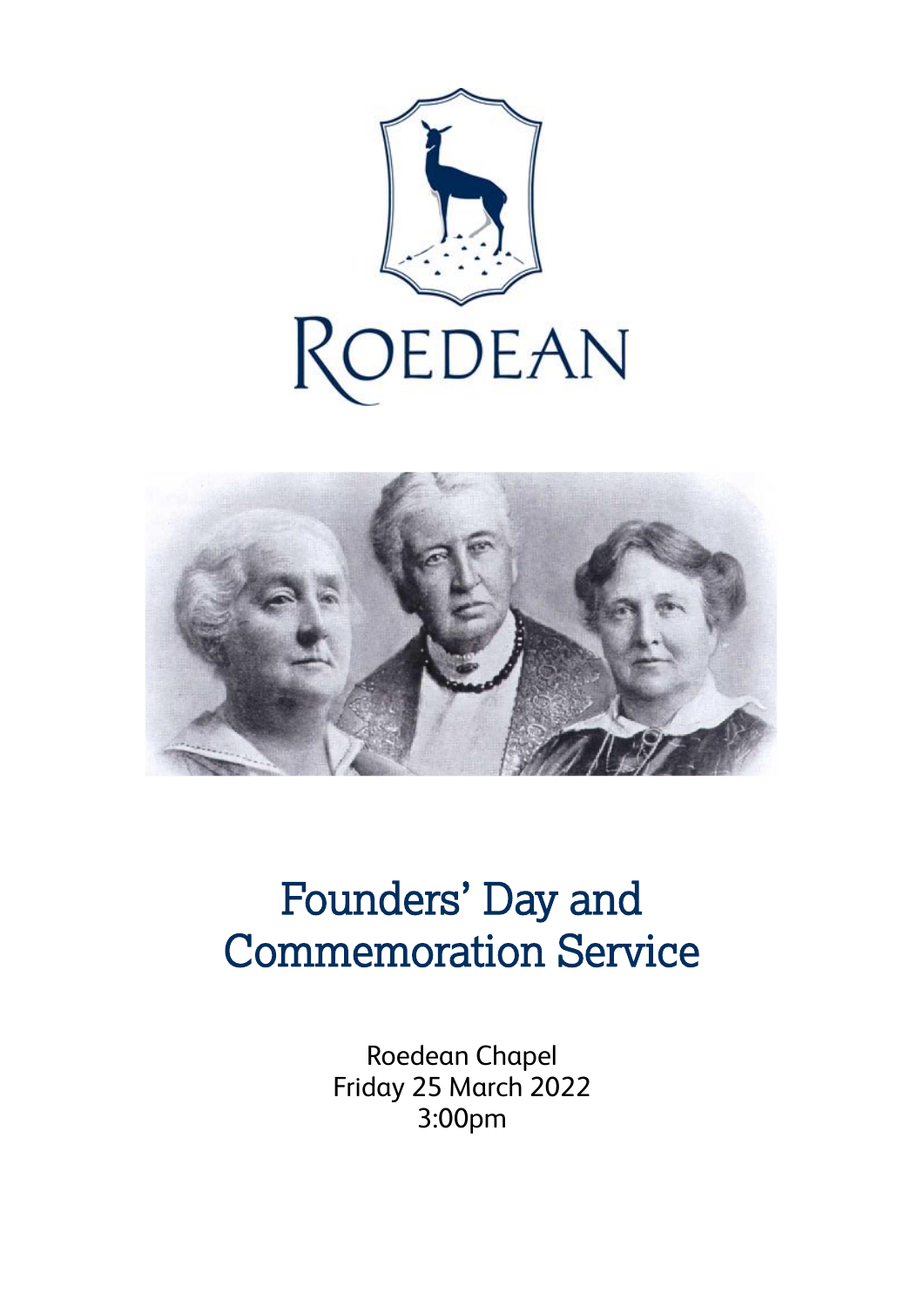ROEDEAN

# Founders' Day and Commemoration Service

Roedean Chapel
Friday 25 March 2022
3:00pm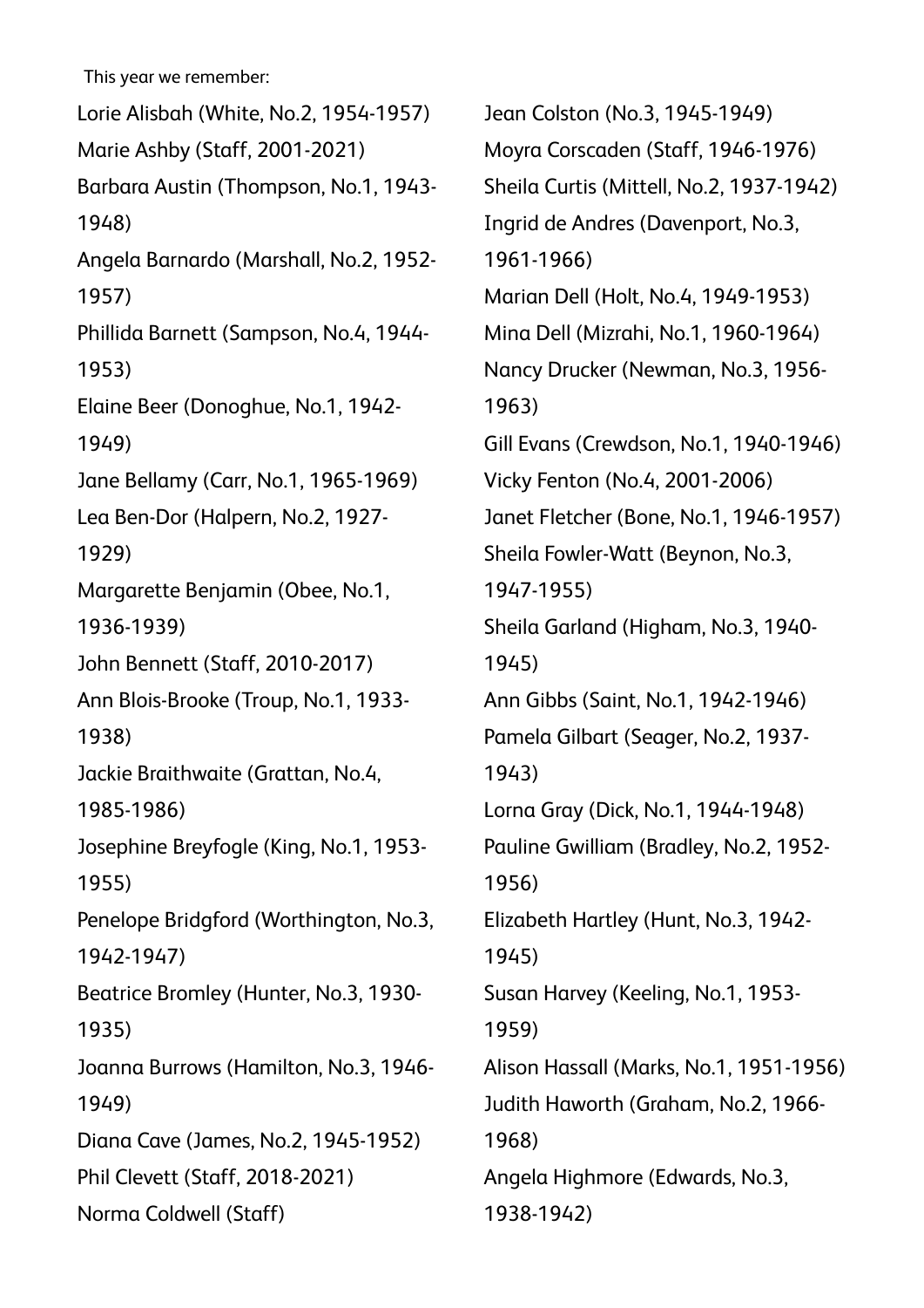This year we remember:

Lorie Alisbah (White, No.2, 1954-1957)
Marie Ashby (Staff, 2001-2021)
Barbara Austin (Thompson, No.1, 1943-1948)
Angela Barnardo (Marshall, No.2, 1952-1957)
Phillida Barnett (Sampson, No.4, 1944-1953)
Elaine Beer (Donoghue, No.1, 1942-1949)
Jane Bellamy (Carr, No.1, 1965-1969)
Lea Ben-Dor (Halpern, No.2, 1927-1929)
Margarette Benjamin (Obee, No.1, 1936-1939)
John Bennett (Staff, 2010-2017)
Ann Blois-Brooke (Troup, No.1, 1933-1938)
Jackie Braithwaite (Grattan, No.4, 1985-1986)
Josephine Breyfogle (King, No.1, 1953-1955)
Penelope Bridgford (Worthington, No.3, 1942-1947)
Beatrice Bromley (Hunter, No.3, 1930-1935)
Joanna Burrows (Hamilton, No.3, 1946-1949)
Diana Cave (James, No.2, 1945-1952)
Phil Clevett (Staff, 2018-2021)
Norma Coldwell (Staff)
Jean Colston (No.3, 1945-1949)
Moyra Corscaden (Staff, 1946-1976)
Sheila Curtis (Mittell, No.2, 1937-1942)
Ingrid de Andres (Davenport, No.3, 1961-1966)
Marian Dell (Holt, No.4, 1949-1953)
Mina Dell (Mizrahi, No.1, 1960-1964)
Nancy Drucker (Newman, No.3, 1956-1963)
Gill Evans (Crewdson, No.1, 1940-1946)
Vicky Fenton (No.4, 2001-2006)
Janet Fletcher (Bone, No.1, 1946-1957)
Sheila Fowler-Watt (Beynon, No.3, 1947-1955)
Sheila Garland (Higham, No.3, 1940-1945)
Ann Gibbs (Saint, No.1, 1942-1946)
Pamela Gilbart (Seager, No.2, 1937-1943)
Lorna Gray (Dick, No.1, 1944-1948)
Pauline Gwilliam (Bradley, No.2, 1952-1956)
Elizabeth Hartley (Hunt, No.3, 1942-1945)
Susan Harvey (Keeling, No.1, 1953-1959)
Alison Hassall (Marks, No.1, 1951-1956)
Judith Haworth (Graham, No.2, 1966-1968)
Angela Highmore (Edwards, No.3, 1938-1942)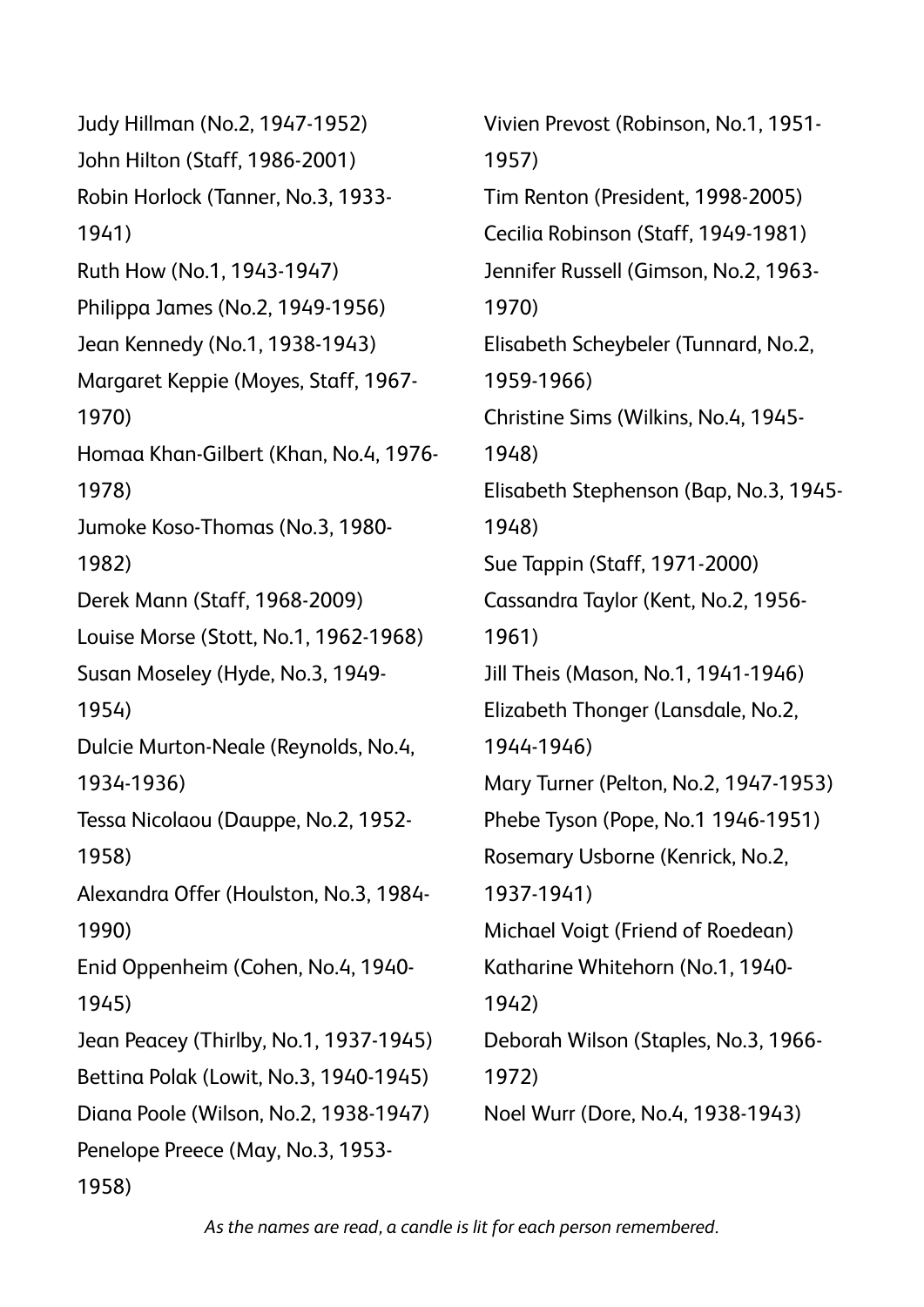Judy Hillman (No.2, 1947-1952)
John Hilton (Staff, 1986-2001)
Robin Horlock (Tanner, No.3, 1933-1941)
Ruth How (No.1, 1943-1947)
Philippa James (No.2, 1949-1956)
Jean Kennedy (No.1, 1938-1943)
Margaret Keppie (Moyes, Staff, 1967-1970)
Homaa Khan-Gilbert (Khan, No.4, 1976-1978)
Jumoke Koso-Thomas (No.3, 1980-1982)
Derek Mann (Staff, 1968-2009)
Louise Morse (Stott, No.1, 1962-1968)
Susan Moseley (Hyde, No.3, 1949-1954)
Dulcie Murton-Neale (Reynolds, No.4, 1934-1936)
Tessa Nicolaou (Dauppe, No.2, 1952-1958)
Alexandra Offer (Houlston, No.3, 1984-1990)
Enid Oppenheim (Cohen, No.4, 1940-1945)
Jean Peacey (Thirlby, No.1, 1937-1945)
Bettina Polak (Lowit, No.3, 1940-1945)
Diana Poole (Wilson, No.2, 1938-1947)
Penelope Preece (May, No.3, 1953-1958)
Vivien Prevost (Robinson, No.1, 1951-1957)
Tim Renton (President, 1998-2005)
Cecilia Robinson (Staff, 1949-1981)
Jennifer Russell (Gimson, No.2, 1963-1970)
Elisabeth Scheybeler (Tunnard, No.2, 1959-1966)
Christine Sims (Wilkins, No.4, 1945-1948)
Elisabeth Stephenson (Bap, No.3, 1945-1948)
Sue Tappin (Staff, 1971-2000)
Cassandra Taylor (Kent, No.2, 1956-1961)
Jill Theis (Mason, No.1, 1941-1946)
Elizabeth Thonger (Lansdale, No.2, 1944-1946)
Mary Turner (Pelton, No.2, 1947-1953)
Phebe Tyson (Pope, No.1 1946-1951)
Rosemary Usborne (Kenrick, No.2, 1937-1941)
Michael Voigt (Friend of Roedean)
Katharine Whitehorn (No.1, 1940-1942)
Deborah Wilson (Staples, No.3, 1966-1972)
Noel Wurr (Dore, No.4, 1938-1943)

*As the names are read, a candle is lit for each person remembered.*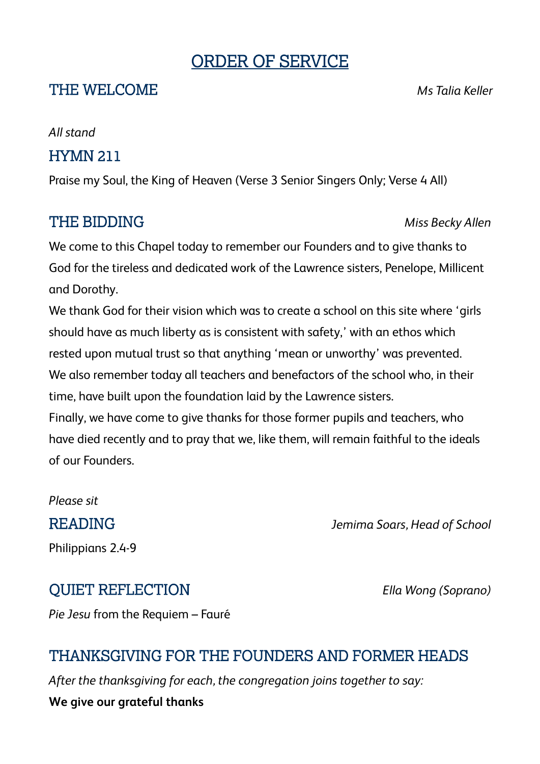# ORDER OF SERVICE

## THE WELCOME *Ms Talia Keller*

*All stand*

## HYMN 211

Praise my Soul, the King of Heaven (Verse 3 Senior Singers Only; Verse 4 All)

## THE BIDDING *Miss Becky Allen*

We come to this Chapel today to remember our Founders and to give thanks to God for the tireless and dedicated work of the Lawrence sisters, Penelope, Millicent and Dorothy.

We thank God for their vision which was to create a school on this site where 'girls should have as much liberty as is consistent with safety,' with an ethos which rested upon mutual trust so that anything 'mean or unworthy' was prevented.

We also remember today all teachers and benefactors of the school who, in their time, have built upon the foundation laid by the Lawrence sisters.

Finally, we have come to give thanks for those former pupils and teachers, who have died recently and to pray that we, like them, will remain faithful to the ideals of our Founders.

*Please sit*

## READING *Jemima Soars, Head of School*

Philippians 2.4-9

## QUIET REFLECTION *Ella Wong (Soprano)*

*Pie Jesu* from the Requiem – Fauré

## THANKSGIVING FOR THE FOUNDERS AND FORMER HEADS

*After the thanksgiving for each, the congregation joins together to say:*

**We give our grateful thanks**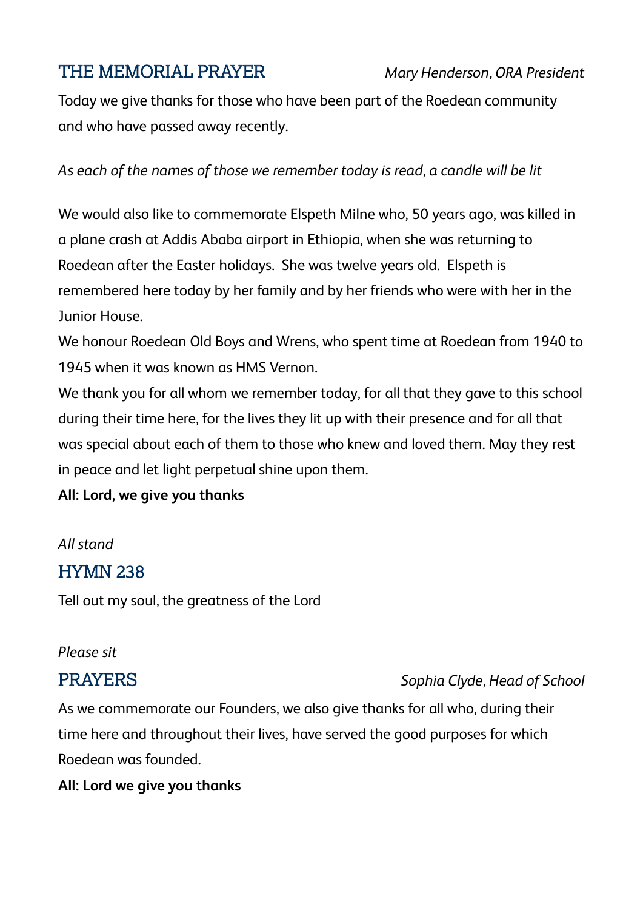## THE MEMORIAL PRAYER

*Mary Henderson, ORA President*

Today we give thanks for those who have been part of the Roedean community and who have passed away recently.

*As each of the names of those we remember today is read, a candle will be lit*

We would also like to commemorate Elspeth Milne who, 50 years ago, was killed in a plane crash at Addis Ababa airport in Ethiopia, when she was returning to Roedean after the Easter holidays. She was twelve years old. Elspeth is remembered here today by her family and by her friends who were with her in the Junior House.

We honour Roedean Old Boys and Wrens, who spent time at Roedean from 1940 to 1945 when it was known as HMS Vernon.

We thank you for all whom we remember today, for all that they gave to this school during their time here, for the lives they lit up with their presence and for all that was special about each of them to those who knew and loved them. May they rest in peace and let light perpetual shine upon them.

**All: Lord, we give you thanks**

*All stand*

## HYMN 238

Tell out my soul, the greatness of the Lord

*Please sit*

## PRAYERS

*Sophia Clyde, Head of School*

As we commemorate our Founders, we also give thanks for all who, during their time here and throughout their lives, have served the good purposes for which Roedean was founded.

**All: Lord we give you thanks**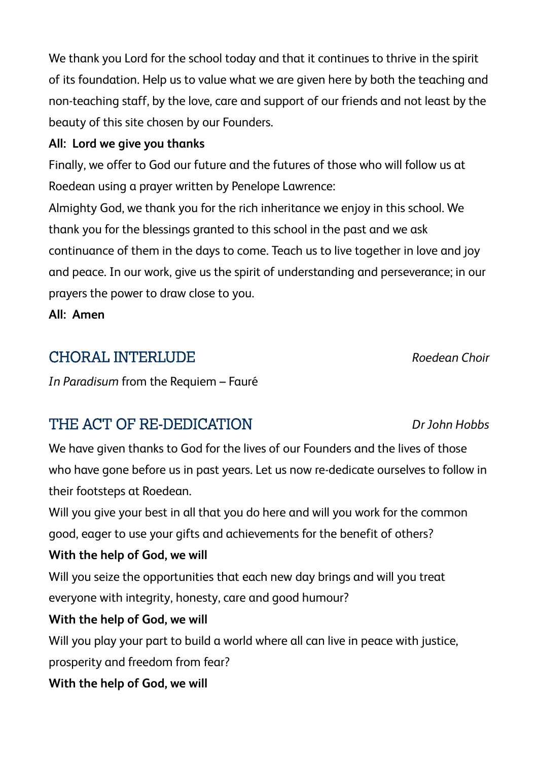We thank you Lord for the school today and that it continues to thrive in the spirit of its foundation. Help us to value what we are given here by both the teaching and non-teaching staff, by the love, care and support of our friends and not least by the beauty of this site chosen by our Founders.

**All: Lord we give you thanks**

Finally, we offer to God our future and the futures of those who will follow us at Roedean using a prayer written by Penelope Lawrence:

Almighty God, we thank you for the rich inheritance we enjoy in this school. We thank you for the blessings granted to this school in the past and we ask continuance of them in the days to come. Teach us to live together in love and joy and peace. In our work, give us the spirit of understanding and perseverance; in our prayers the power to draw close to you.

**All: Amen**

## CHORAL INTERLUDE

*Roedean Choir*

*In Paradisum* from the Requiem – Fauré

## THE ACT OF RE-DEDICATION

*Dr John Hobbs*

We have given thanks to God for the lives of our Founders and the lives of those who have gone before us in past years. Let us now re-dedicate ourselves to follow in their footsteps at Roedean.

Will you give your best in all that you do here and will you work for the common good, eager to use your gifts and achievements for the benefit of others?

**With the help of God, we will**

Will you seize the opportunities that each new day brings and will you treat everyone with integrity, honesty, care and good humour?

**With the help of God, we will**

Will you play your part to build a world where all can live in peace with justice, prosperity and freedom from fear?

**With the help of God, we will**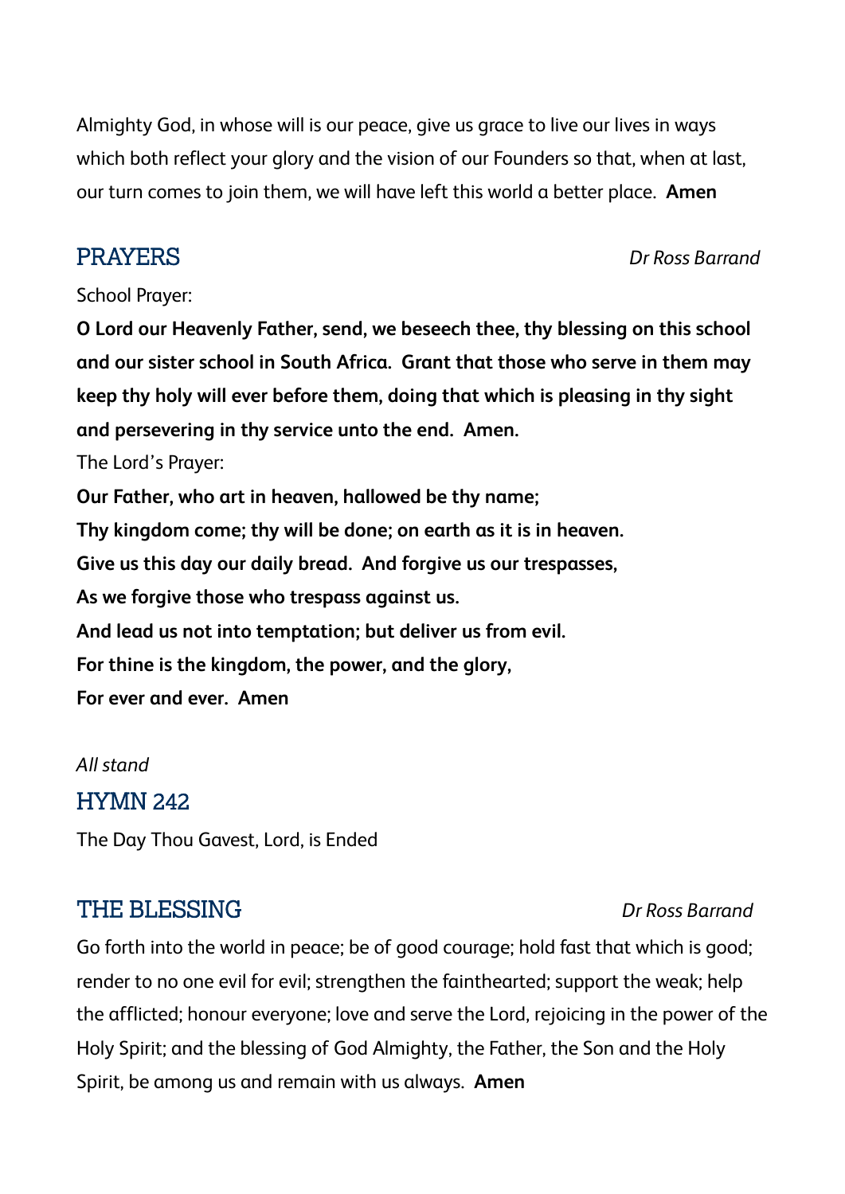Almighty God, in whose will is our peace, give us grace to live our lives in ways which both reflect your glory and the vision of our Founders so that, when at last, our turn comes to join them, we will have left this world a better place. **Amen**

## PRAYERS *Dr Ross Barrand*

School Prayer:

**O Lord our Heavenly Father, send, we beseech thee, thy blessing on this school and our sister school in South Africa. Grant that those who serve in them may keep thy holy will ever before them, doing that which is pleasing in thy sight and persevering in thy service unto the end. Amen.**

The Lord's Prayer:

**Our Father, who art in heaven, hallowed be thy name;**
**Thy kingdom come; thy will be done; on earth as it is in heaven.**
**Give us this day our daily bread. And forgive us our trespasses,**
**As we forgive those who trespass against us.**
**And lead us not into temptation; but deliver us from evil.**
**For thine is the kingdom, the power, and the glory,**
**For ever and ever. Amen**

*All stand*

## HYMN 242

The Day Thou Gavest, Lord, is Ended

## THE BLESSING *Dr Ross Barrand*

Go forth into the world in peace; be of good courage; hold fast that which is good; render to no one evil for evil; strengthen the fainthearted; support the weak; help the afflicted; honour everyone; love and serve the Lord, rejoicing in the power of the Holy Spirit; and the blessing of God Almighty, the Father, the Son and the Holy Spirit, be among us and remain with us always. **Amen**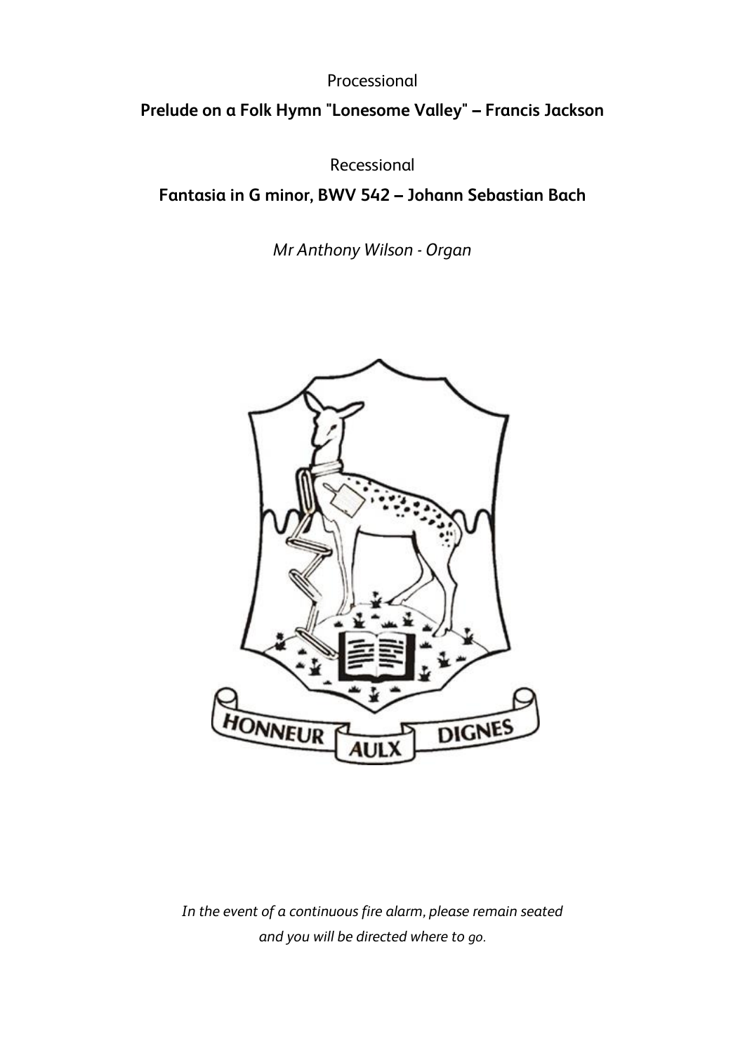Processional

**Prelude on a Folk Hymn "Lonesome Valley" – Francis Jackson**

Recessional

**Fantasia in G minor, BWV 542 – Johann Sebastian Bach**

*Mr Anthony Wilson - Organ*

*In the event of a continuous fire alarm, please remain seated and you will be directed where to go.*